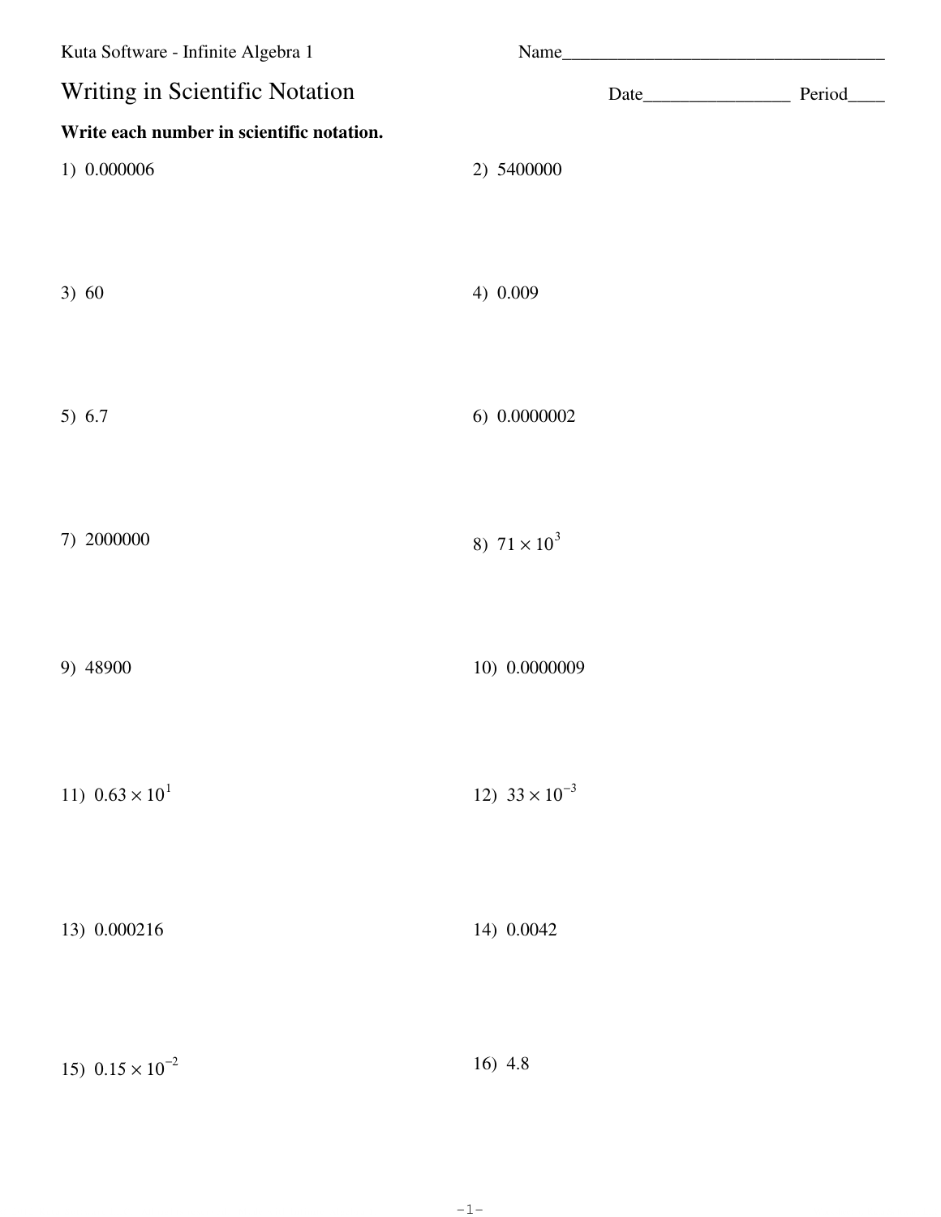Kuta Software - Infinite Algebra 1

Name\_\_\_\_\_\_\_\_\_\_\_\_\_\_\_\_\_\_\_\_\_\_\_\_\_\_\_\_\_\_\_\_\_\_\_\_\_\_

# Writing in Scientific Notation

Date\_\_\_\_\_\_\_\_\_\_\_\_\_\_\_\_ Period\_\_\_\_

**Write each number in scientific notation.**

1) 0.000006

2) 5400000

3) 60

4) 0.009

5) 6.7

6) 0.0000002

7) 2000000

8) $71 \times 10^{3}$

9) 48900

10) 0.0000009

11) $0.63 \times 10^{1}$

12) $33 \times 10^{-3}$

13) 0.000216

14) 0.0042

15) $0.15 \times 10^{-2}$

16) 4.8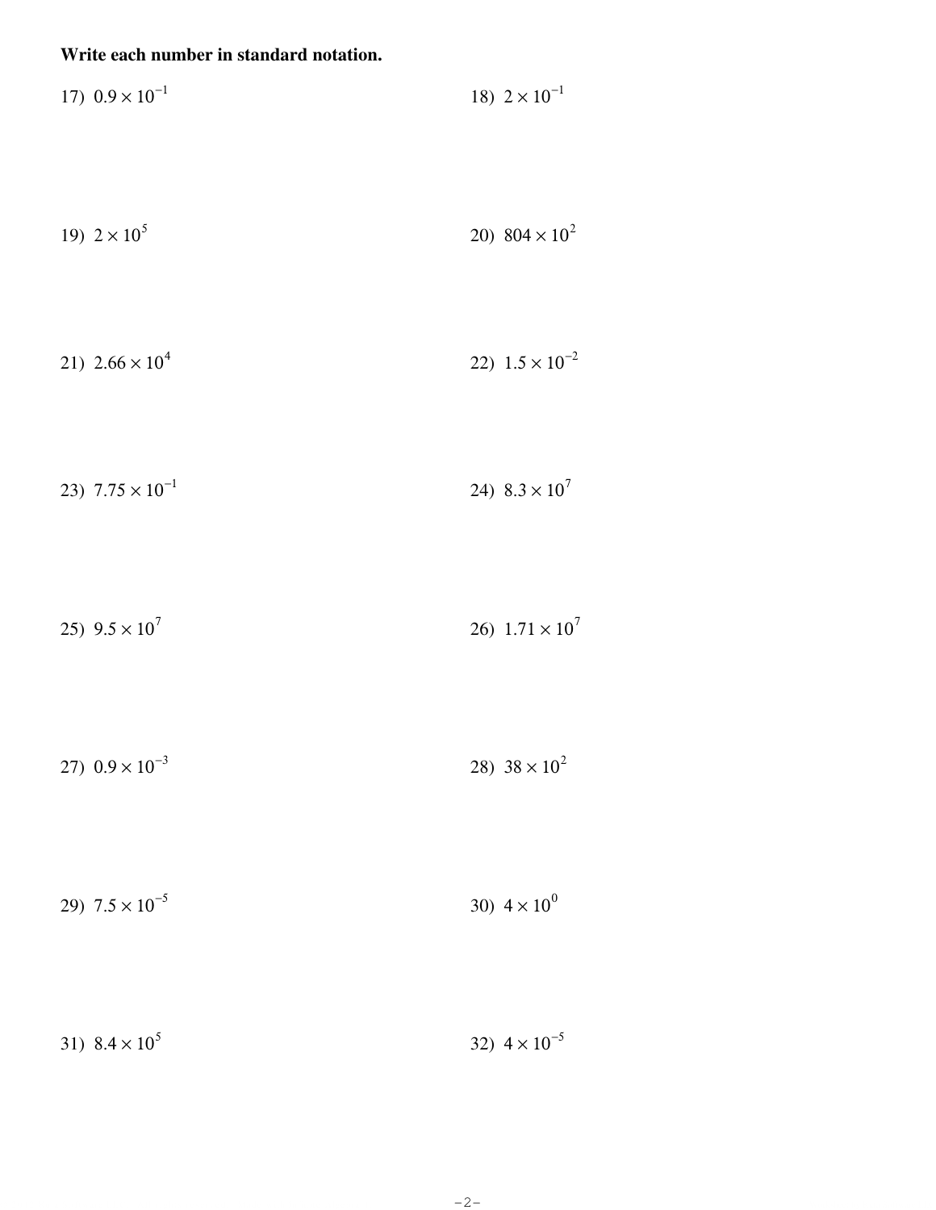**Write each number in standard notation.**

17) $0.9 \times 10^{-1}$

18) $2 \times 10^{-1}$

19) $2 \times 10^{5}$

20) $804 \times 10^{2}$

21) $2.66 \times 10^{4}$

22) $1.5 \times 10^{-2}$

23) $7.75 \times 10^{-1}$

24) $8.3 \times 10^{7}$

25) $9.5 \times 10^{7}$

26) $1.71 \times 10^{7}$

27) $0.9 \times 10^{-3}$

28) $38 \times 10^{2}$

29) $7.5 \times 10^{-5}$

30) $4 \times 10^{0}$

31) $8.4 \times 10^{5}$

32) $4 \times 10^{-5}$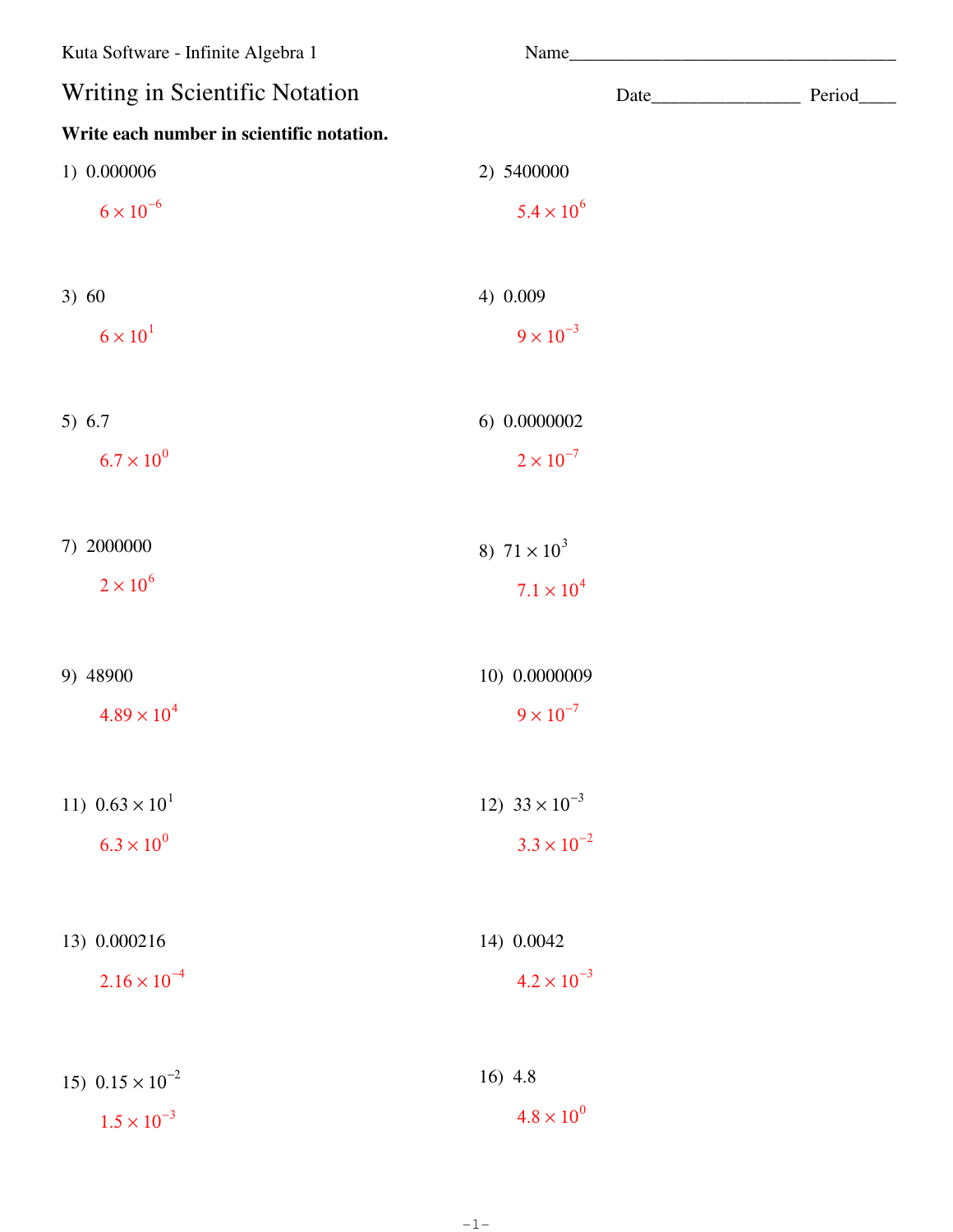Kuta Software - Infinite Algebra 1

Name\_\_\_\_\_\_\_\_\_\_\_\_\_\_\_\_\_\_\_\_\_\_\_\_\_\_\_\_\_\_\_\_\_\_\_\_

# Writing in Scientific Notation

Date\_\_\_\_\_\_\_\_\_\_\_\_\_\_\_\_ Period\_\_\_\_

**Write each number in scientific notation.**

1) 0.000006

$6 \times 10^{-6}$

2) 5400000

$5.4 \times 10^{6}$

3) 60

$6 \times 10^{1}$

4) 0.009

$9 \times 10^{-3}$

5) 6.7

$6.7 \times 10^{0}$

6) 0.0000002

$2 \times 10^{-7}$

7) 2000000

$2 \times 10^{6}$

8) $71 \times 10^{3}$

$7.1 \times 10^{4}$

9) 48900

$4.89 \times 10^{4}$

10) 0.0000009

$9 \times 10^{-7}$

11) $0.63 \times 10^{1}$

$6.3 \times 10^{0}$

12) $33 \times 10^{-3}$

$3.3 \times 10^{-2}$

13) 0.000216

$2.16 \times 10^{-4}$

14) 0.0042

$4.2 \times 10^{-3}$

15) $0.15 \times 10^{-2}$

$1.5 \times 10^{-3}$

16) 4.8

$4.8 \times 10^{0}$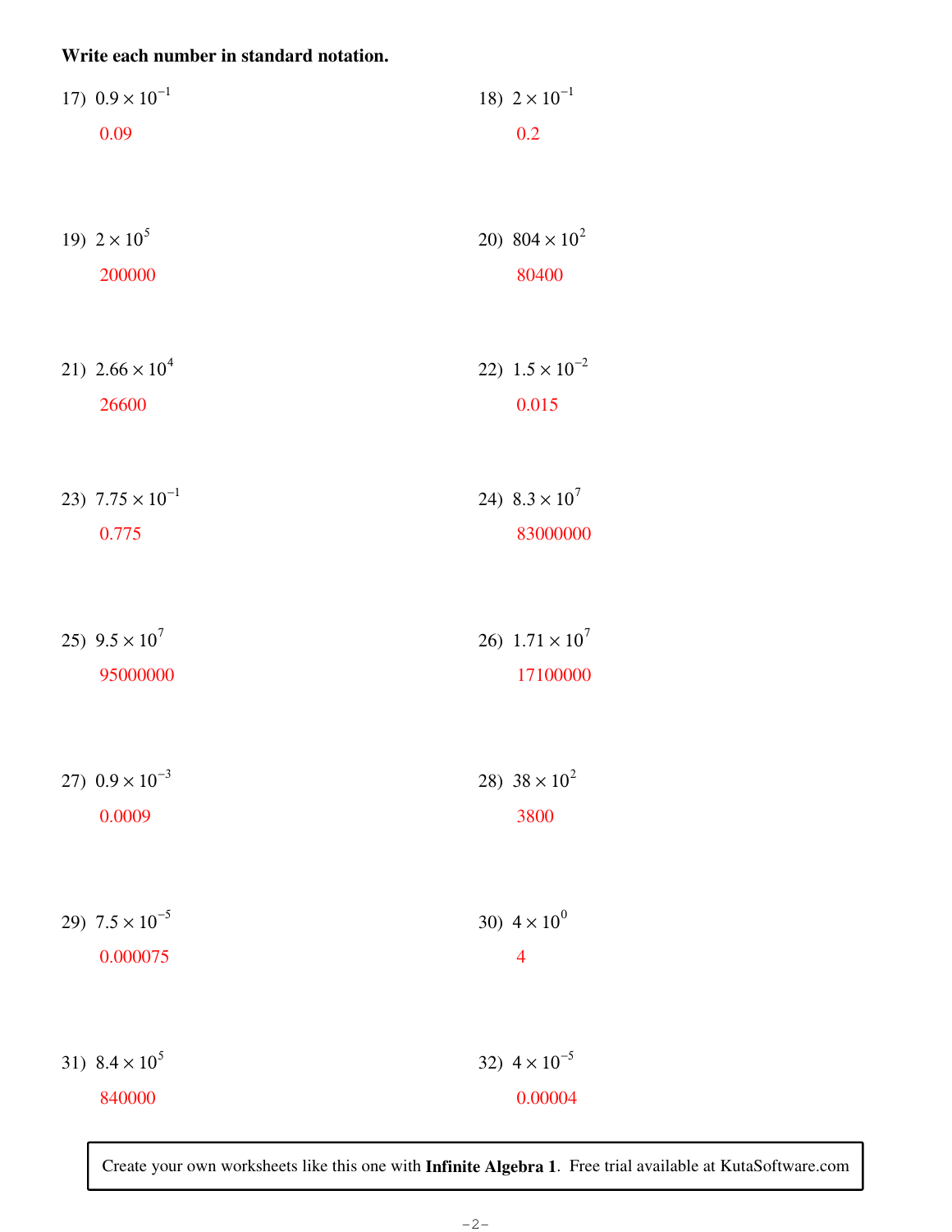**Write each number in standard notation.**

17) $0.9 \times 10^{-1}$

0.09

18) $2 \times 10^{-1}$

0.2

19) $2 \times 10^{5}$

200000

20) $804 \times 10^{2}$

80400

21) $2.66 \times 10^{4}$

26600

22) $1.5 \times 10^{-2}$

0.015

23) $7.75 \times 10^{-1}$

0.775

24) $8.3 \times 10^{7}$

83000000

25) $9.5 \times 10^{7}$

95000000

26) $1.71 \times 10^{7}$

17100000

27) $0.9 \times 10^{-3}$

0.0009

28) $38 \times 10^{2}$

3800

29) $7.5 \times 10^{-5}$

0.000075

30) $4 \times 10^{0}$

4

31) $8.4 \times 10^{5}$

840000

32) $4 \times 10^{-5}$

0.00004

Create your own worksheets like this one with **Infinite Algebra 1**. Free trial available at KutaSoftware.com